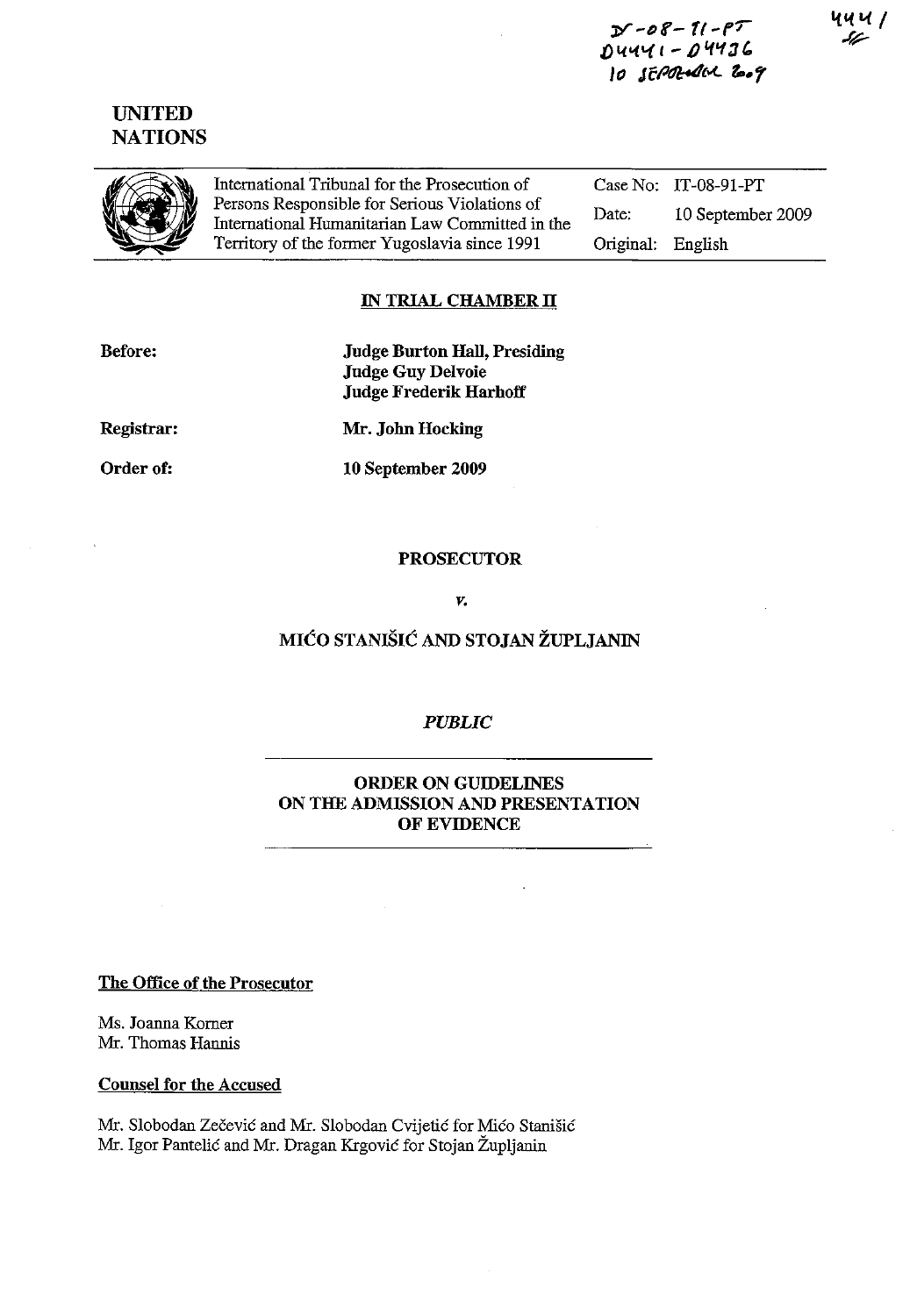IT-08-91-PT
D4441 - D4436
10 SEPTEMBER 2009

4441

**UNITED NATIONS**

| International Tribunal for the Prosecution of Persons Responsible for Serious Violations of International Humanitarian Law Committed in the Territory of the former Yugoslavia since 1991 | Case No: | IT-08-91-PT |
|---|---|---|
| | Date: | 10 September 2009 |
| | Original: | English |

**IN TRIAL CHAMBER II**

**Before:** **Judge Burton Hall, Presiding**
**Judge Guy Delvoie**
**Judge Frederik Harhoff**

**Registrar:** **Mr. John Hocking**

**Order of:** **10 September 2009**

**PROSECUTOR**

*v.*

**MIĆO STANIŠIĆ AND STOJAN ŽUPLJANIN**

***PUBLIC***

**ORDER ON GUIDELINES ON THE ADMISSION AND PRESENTATION OF EVIDENCE**

**The Office of the Prosecutor**

Ms. Joanna Korner
Mr. Thomas Hannis

**Counsel for the Accused**

Mr. Slobodan Zečević and Mr. Slobodan Cvijetić for Mićo Stanišić
Mr. Igor Pantelić and Mr. Dragan Krgović for Stojan Župljanin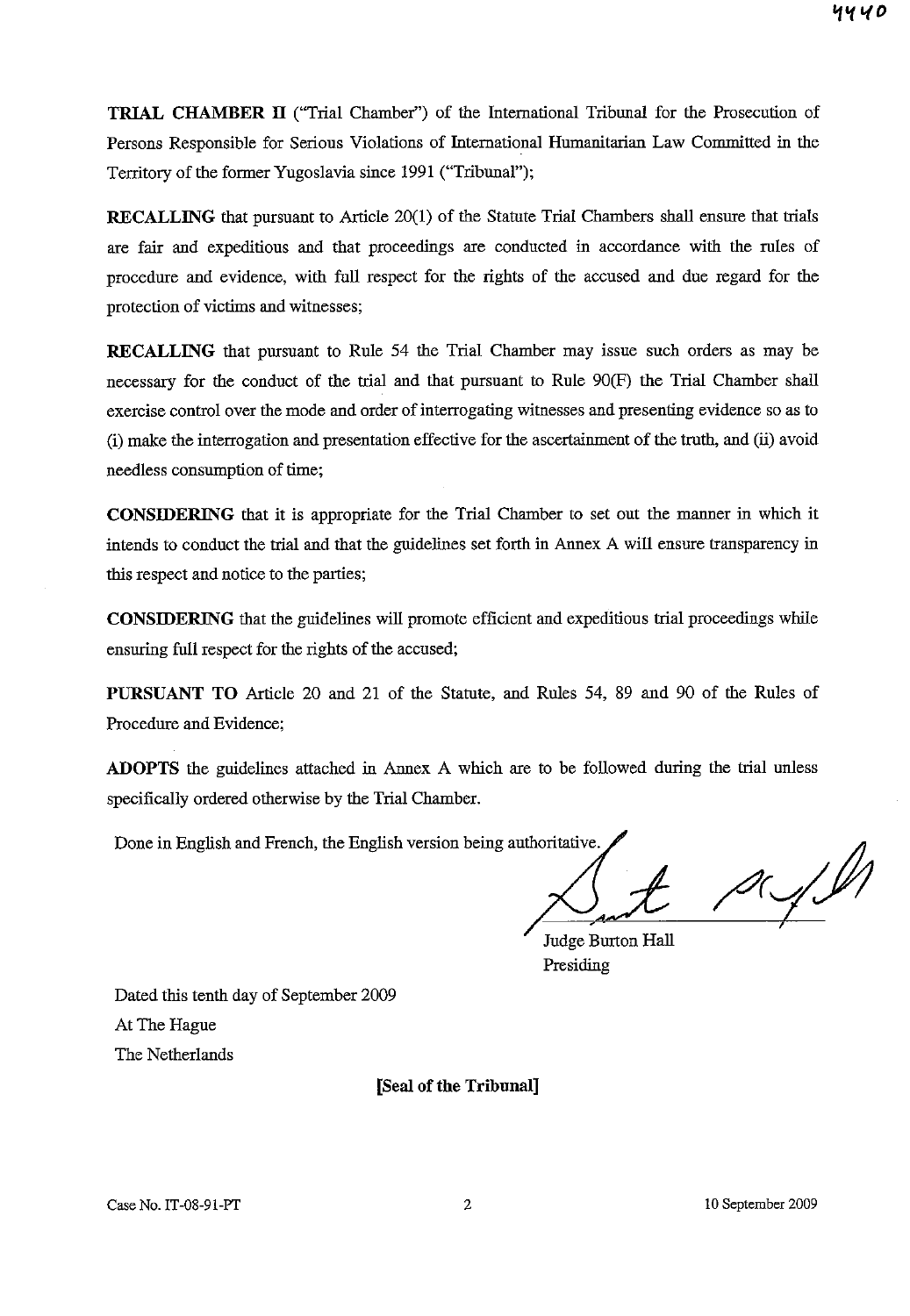**TRIAL CHAMBER II** ("Trial Chamber") of the International Tribunal for the Prosecution of Persons Responsible for Serious Violations of International Humanitarian Law Committed in the Territory of the former Yugoslavia since 1991 ("Tribunal");

**RECALLING** that pursuant to Article 20(1) of the Statute Trial Chambers shall ensure that trials are fair and expeditious and that proceedings are conducted in accordance with the rules of procedure and evidence, with full respect for the rights of the accused and due regard for the protection of victims and witnesses;

**RECALLING** that pursuant to Rule 54 the Trial Chamber may issue such orders as may be necessary for the conduct of the trial and that pursuant to Rule 90(F) the Trial Chamber shall exercise control over the mode and order of interrogating witnesses and presenting evidence so as to (i) make the interrogation and presentation effective for the ascertainment of the truth, and (ii) avoid needless consumption of time;

**CONSIDERING** that it is appropriate for the Trial Chamber to set out the manner in which it intends to conduct the trial and that the guidelines set forth in Annex A will ensure transparency in this respect and notice to the parties;

**CONSIDERING** that the guidelines will promote efficient and expeditious trial proceedings while ensuring full respect for the rights of the accused;

**PURSUANT TO** Article 20 and 21 of the Statute, and Rules 54, 89 and 90 of the Rules of Procedure and Evidence;

**ADOPTS** the guidelines attached in Annex A which are to be followed during the trial unless specifically ordered otherwise by the Trial Chamber.

Done in English and French, the English version being authoritative.

Judge Burton Hall
Presiding

Dated this tenth day of September 2009
At The Hague
The Netherlands

**[Seal of the Tribunal]**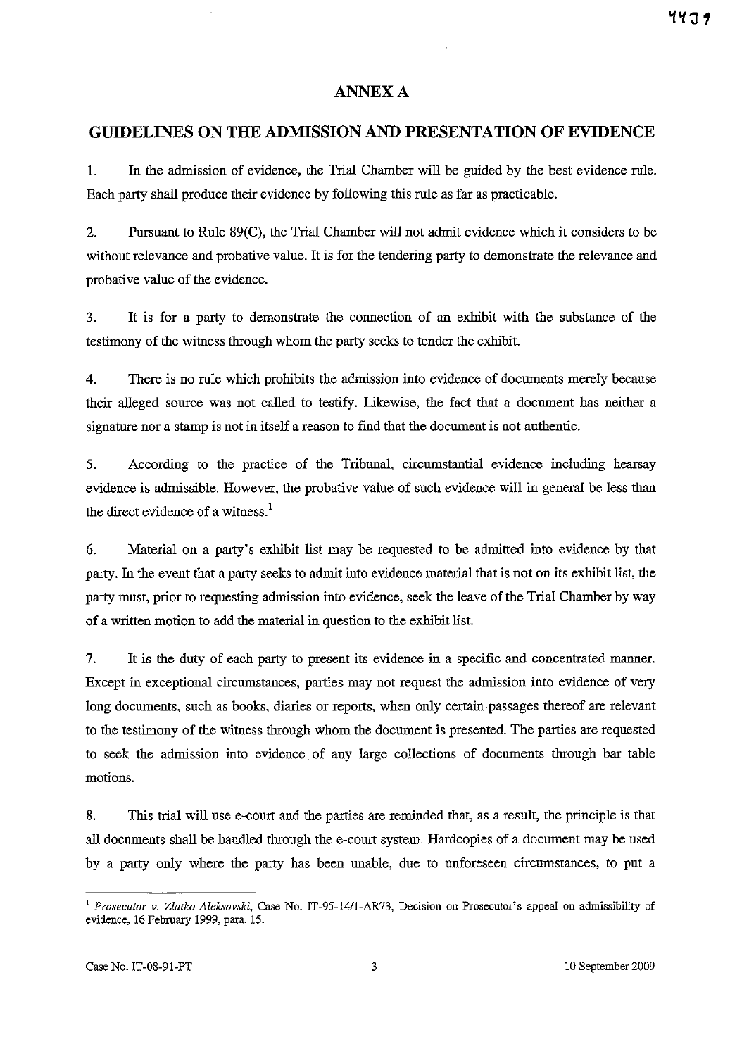# ANNEX A

## GUIDELINES ON THE ADMISSION AND PRESENTATION OF EVIDENCE

1. In the admission of evidence, the Trial Chamber will be guided by the best evidence rule. Each party shall produce their evidence by following this rule as far as practicable.

2. Pursuant to Rule 89(C), the Trial Chamber will not admit evidence which it considers to be without relevance and probative value. It is for the tendering party to demonstrate the relevance and probative value of the evidence.

3. It is for a party to demonstrate the connection of an exhibit with the substance of the testimony of the witness through whom the party seeks to tender the exhibit.

4. There is no rule which prohibits the admission into evidence of documents merely because their alleged source was not called to testify. Likewise, the fact that a document has neither a signature nor a stamp is not in itself a reason to find that the document is not authentic.

5. According to the practice of the Tribunal, circumstantial evidence including hearsay evidence is admissible. However, the probative value of such evidence will in general be less than the direct evidence of a witness.[1]

6. Material on a party's exhibit list may be requested to be admitted into evidence by that party. In the event that a party seeks to admit into evidence material that is not on its exhibit list, the party must, prior to requesting admission into evidence, seek the leave of the Trial Chamber by way of a written motion to add the material in question to the exhibit list.

7. It is the duty of each party to present its evidence in a specific and concentrated manner. Except in exceptional circumstances, parties may not request the admission into evidence of very long documents, such as books, diaries or reports, when only certain passages thereof are relevant to the testimony of the witness through whom the document is presented. The parties are requested to seek the admission into evidence of any large collections of documents through bar table motions.

8. This trial will use e-court and the parties are reminded that, as a result, the principle is that all documents shall be handled through the e-court system. Hardcopies of a document may be used by a party only where the party has been unable, due to unforeseen circumstances, to put a

---

[1] *Prosecutor v. Zlatko Aleksovski*, Case No. IT-95-14/1-AR73, Decision on Prosecutor's appeal on admissibility of evidence, 16 February 1999, para. 15.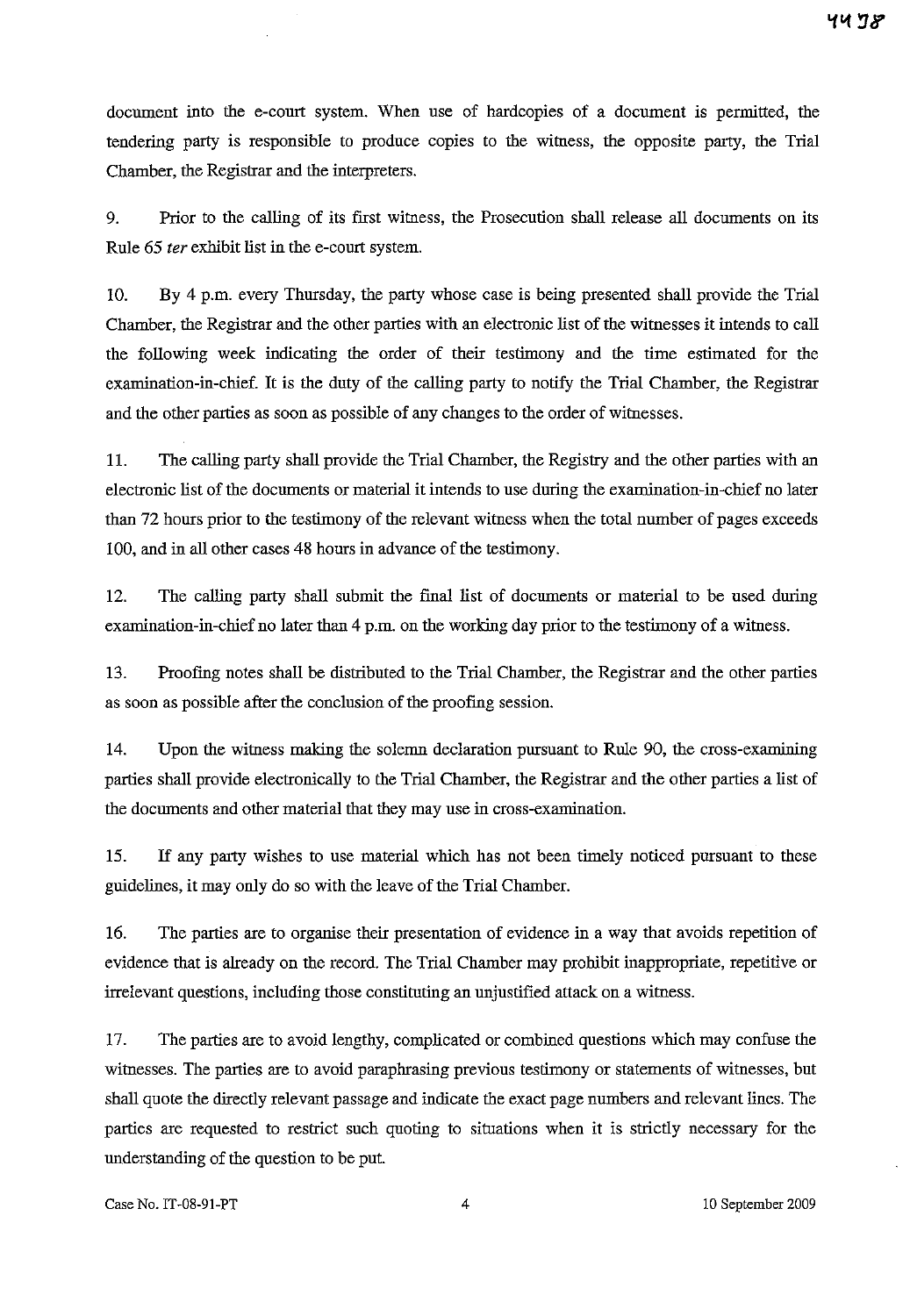document into the e-court system. When use of hardcopies of a document is permitted, the tendering party is responsible to produce copies to the witness, the opposite party, the Trial Chamber, the Registrar and the interpreters.

9. Prior to the calling of its first witness, the Prosecution shall release all documents on its Rule 65 *ter* exhibit list in the e-court system.

10. By 4 p.m. every Thursday, the party whose case is being presented shall provide the Trial Chamber, the Registrar and the other parties with an electronic list of the witnesses it intends to call the following week indicating the order of their testimony and the time estimated for the examination-in-chief. It is the duty of the calling party to notify the Trial Chamber, the Registrar and the other parties as soon as possible of any changes to the order of witnesses.

11. The calling party shall provide the Trial Chamber, the Registry and the other parties with an electronic list of the documents or material it intends to use during the examination-in-chief no later than 72 hours prior to the testimony of the relevant witness when the total number of pages exceeds 100, and in all other cases 48 hours in advance of the testimony.

12. The calling party shall submit the final list of documents or material to be used during examination-in-chief no later than 4 p.m. on the working day prior to the testimony of a witness.

13. Proofing notes shall be distributed to the Trial Chamber, the Registrar and the other parties as soon as possible after the conclusion of the proofing session.

14. Upon the witness making the solemn declaration pursuant to Rule 90, the cross-examining parties shall provide electronically to the Trial Chamber, the Registrar and the other parties a list of the documents and other material that they may use in cross-examination.

15. If any party wishes to use material which has not been timely noticed pursuant to these guidelines, it may only do so with the leave of the Trial Chamber.

16. The parties are to organise their presentation of evidence in a way that avoids repetition of evidence that is already on the record. The Trial Chamber may prohibit inappropriate, repetitive or irrelevant questions, including those constituting an unjustified attack on a witness.

17. The parties are to avoid lengthy, complicated or combined questions which may confuse the witnesses. The parties are to avoid paraphrasing previous testimony or statements of witnesses, but shall quote the directly relevant passage and indicate the exact page numbers and relevant lines. The parties are requested to restrict such quoting to situations when it is strictly necessary for the understanding of the question to be put.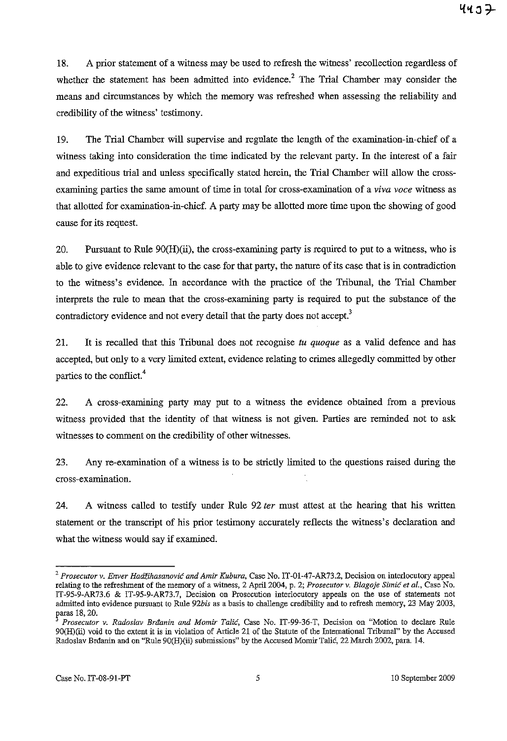18. A prior statement of a witness may be used to refresh the witness' recollection regardless of whether the statement has been admitted into evidence.[2] The Trial Chamber may consider the means and circumstances by which the memory was refreshed when assessing the reliability and credibility of the witness' testimony.

19. The Trial Chamber will supervise and regulate the length of the examination-in-chief of a witness taking into consideration the time indicated by the relevant party. In the interest of a fair and expeditious trial and unless specifically stated herein, the Trial Chamber will allow the cross-examining parties the same amount of time in total for cross-examination of a *viva voce* witness as that allotted for examination-in-chief. A party may be allotted more time upon the showing of good cause for its request.

20. Pursuant to Rule 90(H)(ii), the cross-examining party is required to put to a witness, who is able to give evidence relevant to the case for that party, the nature of its case that is in contradiction to the witness's evidence. In accordance with the practice of the Tribunal, the Trial Chamber interprets the rule to mean that the cross-examining party is required to put the substance of the contradictory evidence and not every detail that the party does not accept.[3]

21. It is recalled that this Tribunal does not recognise *tu quoque* as a valid defence and has accepted, but only to a very limited extent, evidence relating to crimes allegedly committed by other parties to the conflict.[4]

22. A cross-examining party may put to a witness the evidence obtained from a previous witness provided that the identity of that witness is not given. Parties are reminded not to ask witnesses to comment on the credibility of other witnesses.

23. Any re-examination of a witness is to be strictly limited to the questions raised during the cross-examination.

24. A witness called to testify under Rule 92 *ter* must attest at the hearing that his written statement or the transcript of his prior testimony accurately reflects the witness's declaration and what the witness would say if examined.

---

[2] *Prosecutor v. Enver Hadžihasanović and Amir Kubura*, Case No. IT-01-47-AR73.2, Decision on interlocutory appeal relating to the refreshment of the memory of a witness, 2 April 2004, p. 2; *Prosecutor v. Blagoje Simić et al.*, Case No. IT-95-9-AR73.6 & IT-95-9-AR73.7, Decision on Prosecution interlocutory appeals on the use of statements not admitted into evidence pursuant to Rule 92*bis* as a basis to challenge credibility and to refresh memory, 23 May 2003, paras 18, 20.

[3] *Prosecutor v. Radoslav Brđanin and Momir Talić*, Case No. IT-99-36-T, Decision on "Motion to declare Rule 90(H)(ii) void to the extent it is in violation of Article 21 of the Statute of the International Tribunal" by the Accused Radoslav Brđanin and on "Rule 90(H)(ii) submissions" by the Accused Momir Talić, 22 March 2002, para. 14.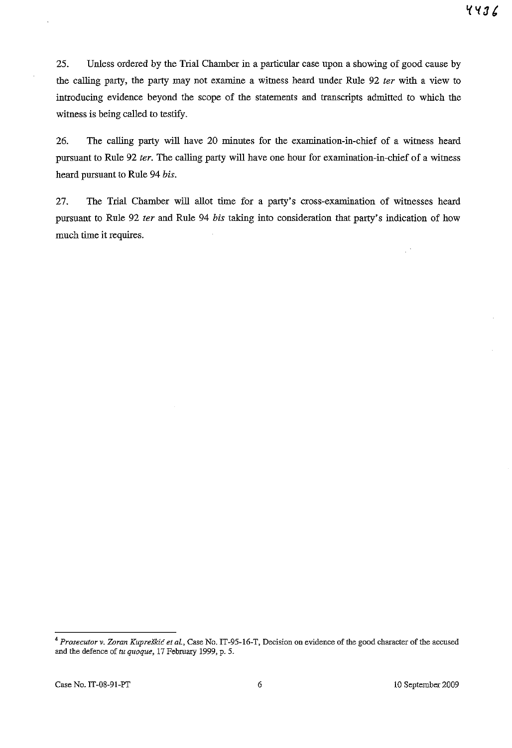25. Unless ordered by the Trial Chamber in a particular case upon a showing of good cause by the calling party, the party may not examine a witness heard under Rule 92 *ter* with a view to introducing evidence beyond the scope of the statements and transcripts admitted to which the witness is being called to testify.

26. The calling party will have 20 minutes for the examination-in-chief of a witness heard pursuant to Rule 92 *ter*. The calling party will have one hour for examination-in-chief of a witness heard pursuant to Rule 94 *bis*.

27. The Trial Chamber will allot time for a party's cross-examination of witnesses heard pursuant to Rule 92 *ter* and Rule 94 *bis* taking into consideration that party's indication of how much time it requires.

---

[4] *Prosecutor v. Zoran Kupreškić et al.*, Case No. IT-95-16-T, Decision on evidence of the good character of the accused and the defence of *tu quoque*, 17 February 1999, p. 5.